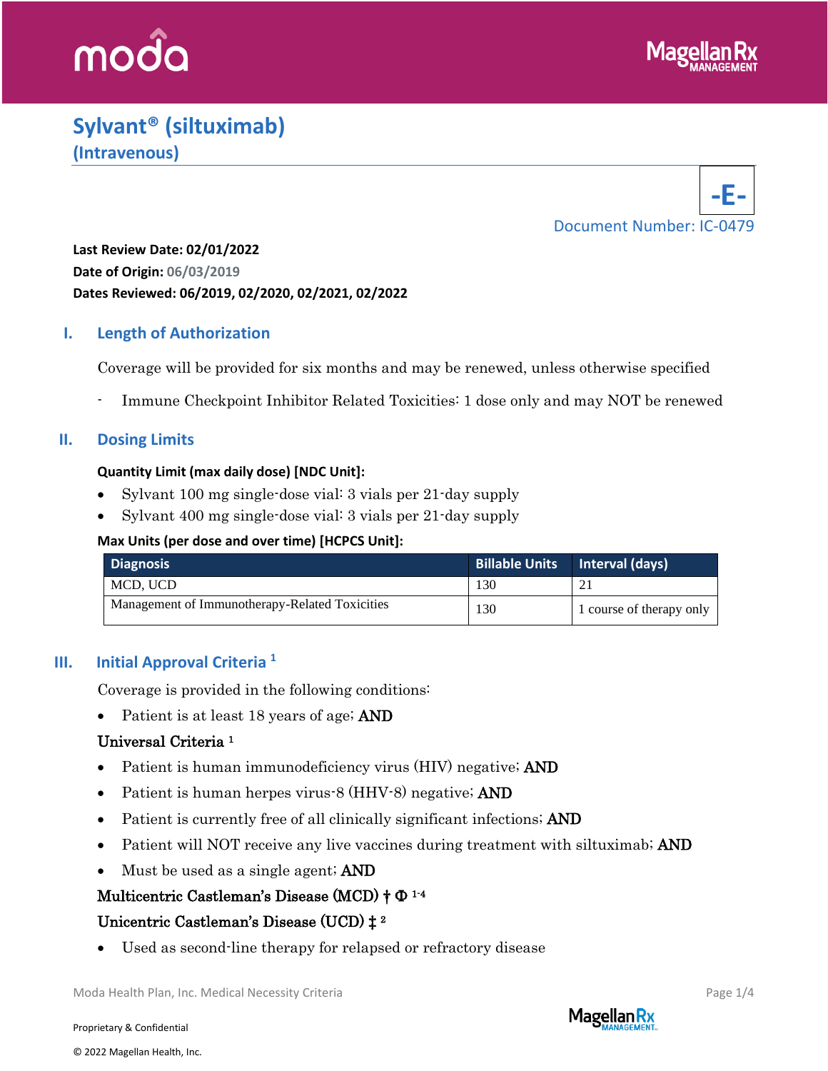# Sylvant® (siltuximab)

## (Intravenous)

**-E-**

Document Number: IC-0479

**Last Review Date: 02/01/2022**
**Date of Origin:** 06/03/2019
**Dates Reviewed: 06/2019, 02/2020, 02/2021, 02/2022**

## I. Length of Authorization

Coverage will be provided for six months and may be renewed, unless otherwise specified

- Immune Checkpoint Inhibitor Related Toxicities: 1 dose only and may NOT be renewed

## II. Dosing Limits

**Quantity Limit (max daily dose) [NDC Unit]:**

- Sylvant 100 mg single-dose vial: 3 vials per 21-day supply
- Sylvant 400 mg single-dose vial: 3 vials per 21-day supply

**Max Units (per dose and over time) [HCPCS Unit]:**

| Diagnosis | Billable Units | Interval (days) |
|---|---|---|
| MCD, UCD | 130 | 21 |
| Management of Immunotherapy-Related Toxicities | 130 | 1 course of therapy only |

## III. Initial Approval Criteria [1]

Coverage is provided in the following conditions:

- Patient is at least 18 years of age; **AND**

Universal Criteria [1]

- Patient is human immunodeficiency virus (HIV) negative; **AND**
- Patient is human herpes virus-8 (HHV-8) negative; **AND**
- Patient is currently free of all clinically significant infections; **AND**
- Patient will NOT receive any live vaccines during treatment with siltuximab; **AND**
- Must be used as a single agent; **AND**

**Multicentric Castleman's Disease (MCD) † Φ [1-4]**

**Unicentric Castleman's Disease (UCD) ‡ [2]**

- Used as second-line therapy for relapsed or refractory disease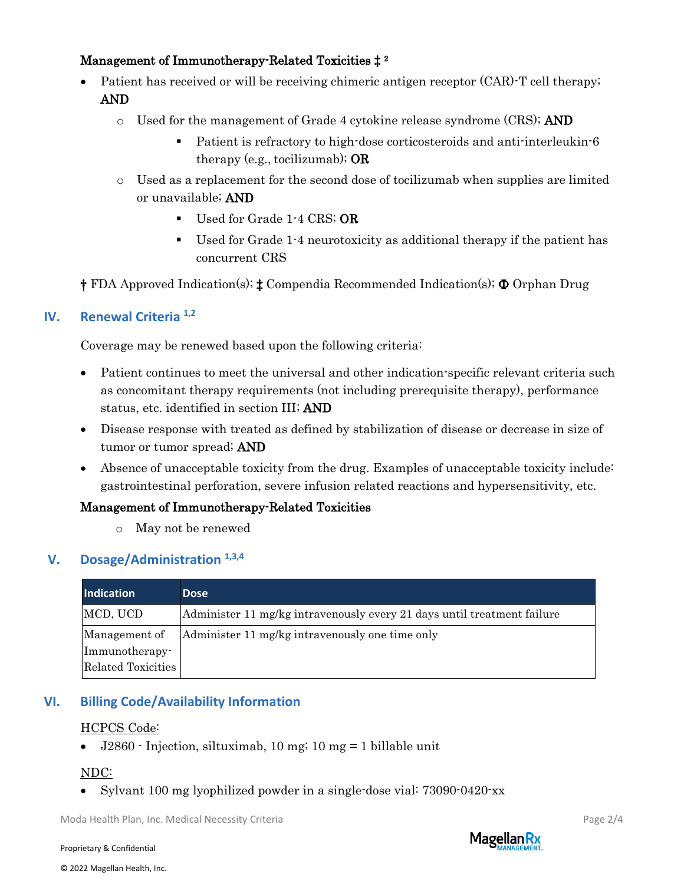**Management of Immunotherapy-Related Toxicities ‡ [2]**

- Patient has received or will be receiving chimeric antigen receptor (CAR)-T cell therapy; **AND**
  - Used for the management of Grade 4 cytokine release syndrome (CRS); **AND**
    - Patient is refractory to high-dose corticosteroids and anti-interleukin-6 therapy (e.g., tocilizumab); **OR**
  - Used as a replacement for the second dose of tocilizumab when supplies are limited or unavailable; **AND**
    - Used for Grade 1-4 CRS; **OR**
    - Used for Grade 1-4 neurotoxicity as additional therapy if the patient has concurrent CRS

**†** FDA Approved Indication(s); **‡** Compendia Recommended Indication(s); **Φ** Orphan Drug

## IV. Renewal Criteria [1,2]

Coverage may be renewed based upon the following criteria:

- Patient continues to meet the universal and other indication-specific relevant criteria such as concomitant therapy requirements (not including prerequisite therapy), performance status, etc. identified in section III; **AND**
- Disease response with treated as defined by stabilization of disease or decrease in size of tumor or tumor spread; **AND**
- Absence of unacceptable toxicity from the drug. Examples of unacceptable toxicity include: gastrointestinal perforation, severe infusion related reactions and hypersensitivity, etc.

**Management of Immunotherapy-Related Toxicities**

- May not be renewed

## V. Dosage/Administration [1,3,4]

| Indication | Dose |
|---|---|
| MCD, UCD | Administer 11 mg/kg intravenously every 21 days until treatment failure |
| Management of Immunotherapy-Related Toxicities | Administer 11 mg/kg intravenously one time only |

## VI. Billing Code/Availability Information

<u>HCPCS Code:</u>

- J2860 - Injection, siltuximab, 10 mg; 10 mg = 1 billable unit

<u>NDC:</u>

- Sylvant 100 mg lyophilized powder in a single-dose vial: 73090-0420-xx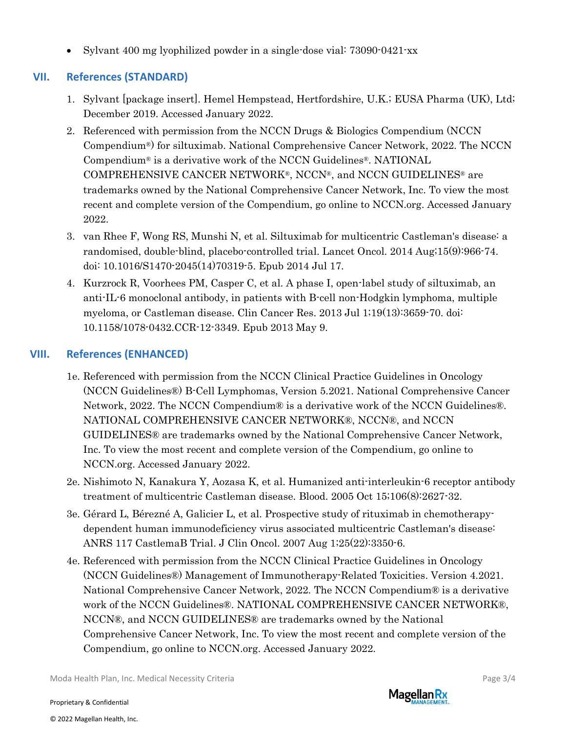- Sylvant 400 mg lyophilized powder in a single-dose vial: 73090-0421-xx

## VII. References (STANDARD)

1. Sylvant [package insert]. Hemel Hempstead, Hertfordshire, U.K.; EUSA Pharma (UK), Ltd; December 2019. Accessed January 2022.
2. Referenced with permission from the NCCN Drugs & Biologics Compendium (NCCN Compendium®) for siltuximab. National Comprehensive Cancer Network, 2022. The NCCN Compendium® is a derivative work of the NCCN Guidelines®. NATIONAL COMPREHENSIVE CANCER NETWORK®, NCCN®, and NCCN GUIDELINES® are trademarks owned by the National Comprehensive Cancer Network, Inc. To view the most recent and complete version of the Compendium, go online to NCCN.org. Accessed January 2022.
3. van Rhee F, Wong RS, Munshi N, et al. Siltuximab for multicentric Castleman's disease: a randomised, double-blind, placebo-controlled trial. Lancet Oncol. 2014 Aug;15(9):966-74. doi: 10.1016/S1470-2045(14)70319-5. Epub 2014 Jul 17.
4. Kurzrock R, Voorhees PM, Casper C, et al. A phase I, open-label study of siltuximab, an anti-IL-6 monoclonal antibody, in patients with B-cell non-Hodgkin lymphoma, multiple myeloma, or Castleman disease. Clin Cancer Res. 2013 Jul 1;19(13):3659-70. doi: 10.1158/1078-0432.CCR-12-3349. Epub 2013 May 9.

## VIII. References (ENHANCED)

1e. Referenced with permission from the NCCN Clinical Practice Guidelines in Oncology (NCCN Guidelines®) B-Cell Lymphomas, Version 5.2021. National Comprehensive Cancer Network, 2022. The NCCN Compendium® is a derivative work of the NCCN Guidelines®. NATIONAL COMPREHENSIVE CANCER NETWORK®, NCCN®, and NCCN GUIDELINES® are trademarks owned by the National Comprehensive Cancer Network, Inc. To view the most recent and complete version of the Compendium, go online to NCCN.org. Accessed January 2022.

2e. Nishimoto N, Kanakura Y, Aozasa K, et al. Humanized anti-interleukin-6 receptor antibody treatment of multicentric Castleman disease. Blood. 2005 Oct 15;106(8):2627-32.

3e. Gérard L, Bérezné A, Galicier L, et al. Prospective study of rituximab in chemotherapy-dependent human immunodeficiency virus associated multicentric Castleman's disease: ANRS 117 CastlemaB Trial. J Clin Oncol. 2007 Aug 1;25(22):3350-6.

4e. Referenced with permission from the NCCN Clinical Practice Guidelines in Oncology (NCCN Guidelines®) Management of Immunotherapy-Related Toxicities. Version 4.2021. National Comprehensive Cancer Network, 2022. The NCCN Compendium® is a derivative work of the NCCN Guidelines®. NATIONAL COMPREHENSIVE CANCER NETWORK®, NCCN®, and NCCN GUIDELINES® are trademarks owned by the National Comprehensive Cancer Network, Inc. To view the most recent and complete version of the Compendium, go online to NCCN.org. Accessed January 2022.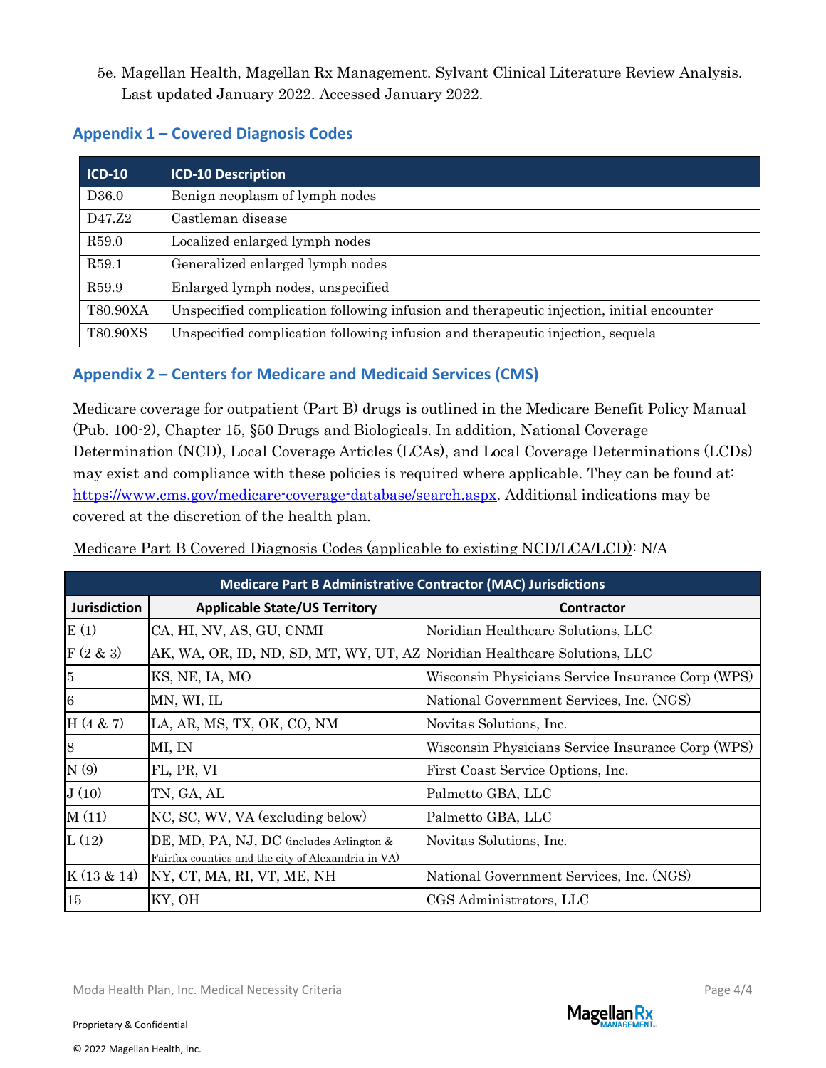5e. Magellan Health, Magellan Rx Management. Sylvant Clinical Literature Review Analysis. Last updated January 2022. Accessed January 2022.

## Appendix 1 – Covered Diagnosis Codes

| ICD-10 | ICD-10 Description |
|---|---|
| D36.0 | Benign neoplasm of lymph nodes |
| D47.Z2 | Castleman disease |
| R59.0 | Localized enlarged lymph nodes |
| R59.1 | Generalized enlarged lymph nodes |
| R59.9 | Enlarged lymph nodes, unspecified |
| T80.90XA | Unspecified complication following infusion and therapeutic injection, initial encounter |
| T80.90XS | Unspecified complication following infusion and therapeutic injection, sequela |

## Appendix 2 – Centers for Medicare and Medicaid Services (CMS)

Medicare coverage for outpatient (Part B) drugs is outlined in the Medicare Benefit Policy Manual (Pub. 100-2), Chapter 15, §50 Drugs and Biologicals. In addition, National Coverage Determination (NCD), Local Coverage Articles (LCAs), and Local Coverage Determinations (LCDs) may exist and compliance with these policies is required where applicable. They can be found at: https://www.cms.gov/medicare-coverage-database/search.aspx. Additional indications may be covered at the discretion of the health plan.

Medicare Part B Covered Diagnosis Codes (applicable to existing NCD/LCA/LCD): N/A

| Medicare Part B Administrative Contractor (MAC) Jurisdictions | | |
|---|---|---|
| Jurisdiction | Applicable State/US Territory | Contractor |
| E (1) | CA, HI, NV, AS, GU, CNMI | Noridian Healthcare Solutions, LLC |
| F (2 & 3) | AK, WA, OR, ID, ND, SD, MT, WY, UT, AZ | Noridian Healthcare Solutions, LLC |
| 5 | KS, NE, IA, MO | Wisconsin Physicians Service Insurance Corp (WPS) |
| 6 | MN, WI, IL | National Government Services, Inc. (NGS) |
| H (4 & 7) | LA, AR, MS, TX, OK, CO, NM | Novitas Solutions, Inc. |
| 8 | MI, IN | Wisconsin Physicians Service Insurance Corp (WPS) |
| N (9) | FL, PR, VI | First Coast Service Options, Inc. |
| J (10) | TN, GA, AL | Palmetto GBA, LLC |
| M (11) | NC, SC, WV, VA (excluding below) | Palmetto GBA, LLC |
| L (12) | DE, MD, PA, NJ, DC (includes Arlington & Fairfax counties and the city of Alexandria in VA) | Novitas Solutions, Inc. |
| K (13 & 14) | NY, CT, MA, RI, VT, ME, NH | National Government Services, Inc. (NGS) |
| 15 | KY, OH | CGS Administrators, LLC |